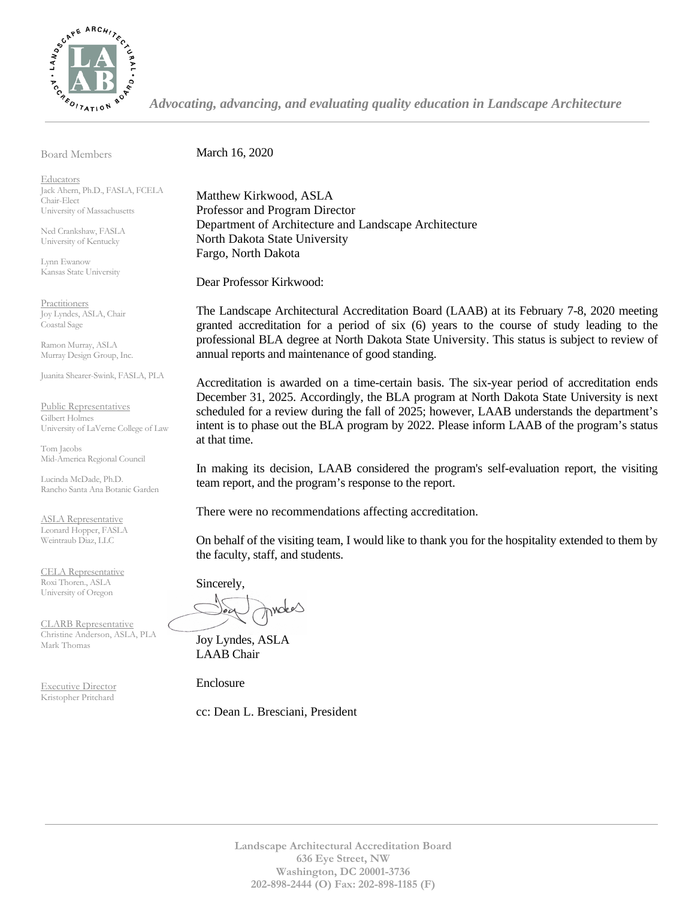*Advocating, advancing, and evaluating quality education in Landscape Architecture*

Board Members

Educators
Jack Ahern, Ph.D., FASLA, FCELA
Chair-Elect
University of Massachusetts

Ned Crankshaw, FASLA
University of Kentucky

Lynn Ewanow
Kansas State University

Practitioners
Joy Lyndes, ASLA, Chair
Coastal Sage

Ramon Murray, ASLA
Murray Design Group, Inc.

Juanita Shearer-Swink, FASLA, PLA

Public Representatives
Gilbert Holmes
University of LaVerne College of Law

Tom Jacobs
Mid-America Regional Council

Lucinda McDade, Ph.D.
Rancho Santa Ana Botanic Garden

ASLA Representative
Leonard Hopper, FASLA
Weintraub Diaz, LLC

CELA Representative
Roxi Thoren., ASLA
University of Oregon

CLARB Representative
Christine Anderson, ASLA, PLA
Mark Thomas

Executive Director
Kristopher Pritchard

March 16, 2020

Matthew Kirkwood, ASLA
Professor and Program Director
Department of Architecture and Landscape Architecture
North Dakota State University
Fargo, North Dakota

Dear Professor Kirkwood:

The Landscape Architectural Accreditation Board (LAAB) at its February 7-8, 2020 meeting granted accreditation for a period of six (6) years to the course of study leading to the professional BLA degree at North Dakota State University. This status is subject to review of annual reports and maintenance of good standing.

Accreditation is awarded on a time-certain basis. The six-year period of accreditation ends December 31, 2025. Accordingly, the BLA program at North Dakota State University is next scheduled for a review during the fall of 2025; however, LAAB understands the department's intent is to phase out the BLA program by 2022. Please inform LAAB of the program's status at that time.

In making its decision, LAAB considered the program's self-evaluation report, the visiting team report, and the program's response to the report.

There were no recommendations affecting accreditation.

On behalf of the visiting team, I would like to thank you for the hospitality extended to them by the faculty, staff, and students.

Sincerely,

Joy Lyndes, ASLA
LAAB Chair

Enclosure

cc: Dean L. Bresciani, President

**Landscape Architectural Accreditation Board**
**636 Eye Street, NW**
**Washington, DC 20001-3736**
**202-898-2444 (O) Fax: 202-898-1185 (F)**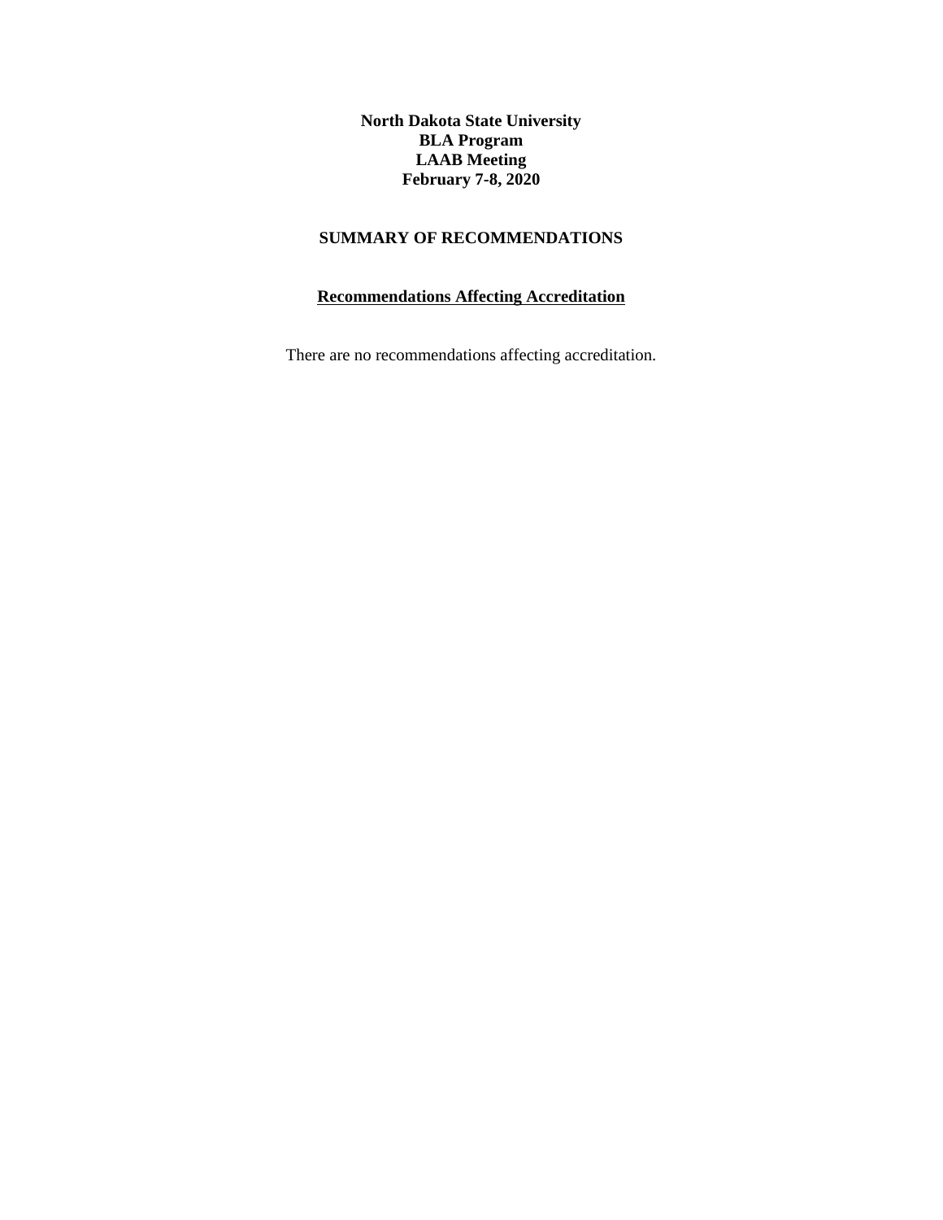**North Dakota State University**
**BLA Program**
**LAAB Meeting**
**February 7-8, 2020**

## SUMMARY OF RECOMMENDATIONS

### Recommendations Affecting Accreditation

There are no recommendations affecting accreditation.